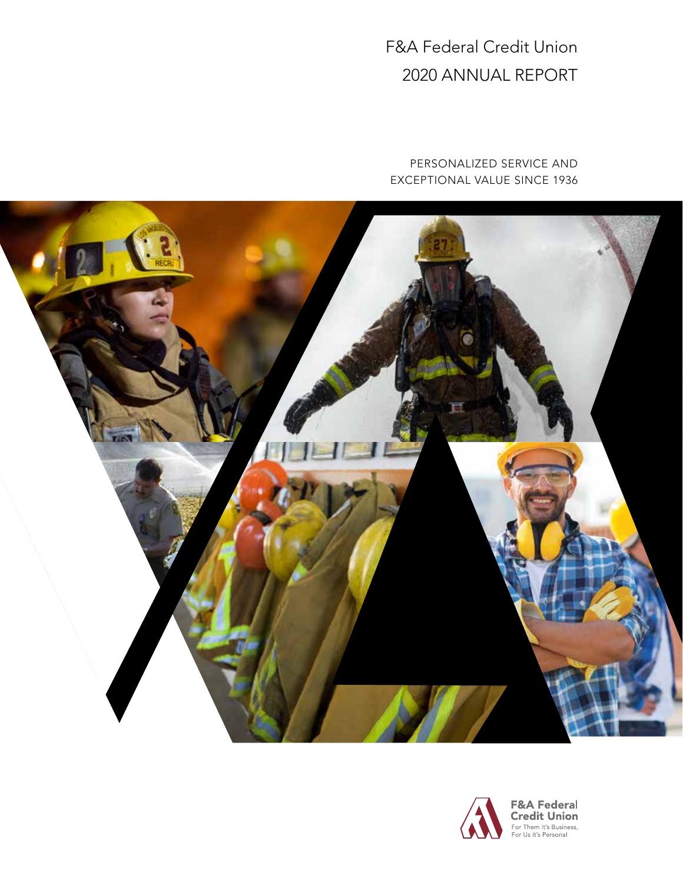# F&A Federal Credit Union
# 2020 ANNUAL REPORT

PERSONALIZED SERVICE AND
EXCEPTIONAL VALUE SINCE 1936

F&A Federal
Credit Union
For Them it's Business,
For Us it's Personal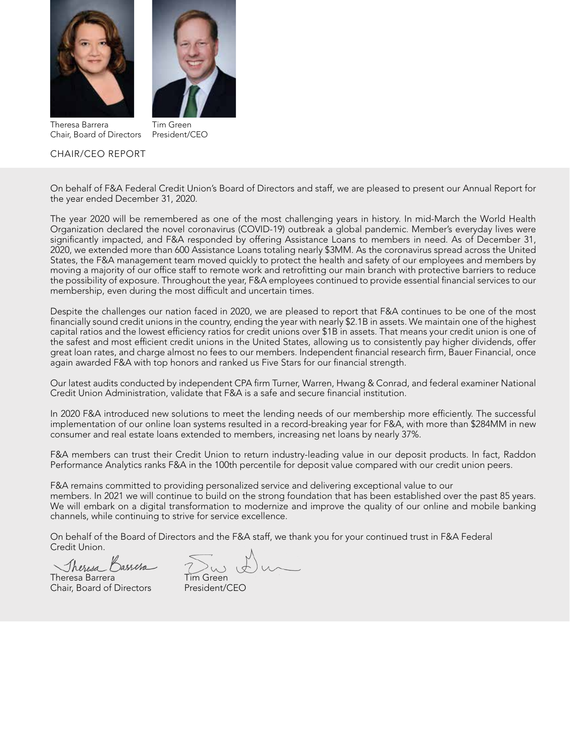Theresa Barrera
Chair, Board of Directors

Tim Green
President/CEO

## CHAIR/CEO REPORT

On behalf of F&A Federal Credit Union's Board of Directors and staff, we are pleased to present our Annual Report for the year ended December 31, 2020.

The year 2020 will be remembered as one of the most challenging years in history. In mid-March the World Health Organization declared the novel coronavirus (COVID-19) outbreak a global pandemic. Member's everyday lives were significantly impacted, and F&A responded by offering Assistance Loans to members in need. As of December 31, 2020, we extended more than 600 Assistance Loans totaling nearly $3MM. As the coronavirus spread across the United States, the F&A management team moved quickly to protect the health and safety of our employees and members by moving a majority of our office staff to remote work and retrofitting our main branch with protective barriers to reduce the possibility of exposure. Throughout the year, F&A employees continued to provide essential financial services to our membership, even during the most difficult and uncertain times.

Despite the challenges our nation faced in 2020, we are pleased to report that F&A continues to be one of the most financially sound credit unions in the country, ending the year with nearly $2.1B in assets. We maintain one of the highest capital ratios and the lowest efficiency ratios for credit unions over $1B in assets. That means your credit union is one of the safest and most efficient credit unions in the United States, allowing us to consistently pay higher dividends, offer great loan rates, and charge almost no fees to our members. Independent financial research firm, Bauer Financial, once again awarded F&A with top honors and ranked us Five Stars for our financial strength.

Our latest audits conducted by independent CPA firm Turner, Warren, Hwang & Conrad, and federal examiner National Credit Union Administration, validate that F&A is a safe and secure financial institution.

In 2020 F&A introduced new solutions to meet the lending needs of our membership more efficiently. The successful implementation of our online loan systems resulted in a record-breaking year for F&A, with more than $284MM in new consumer and real estate loans extended to members, increasing net loans by nearly 37%.

F&A members can trust their Credit Union to return industry-leading value in our deposit products. In fact, Raddon Performance Analytics ranks F&A in the 100th percentile for deposit value compared with our credit union peers.

F&A remains committed to providing personalized service and delivering exceptional value to our members. In 2021 we will continue to build on the strong foundation that has been established over the past 85 years. We will embark on a digital transformation to modernize and improve the quality of our online and mobile banking channels, while continuing to strive for service excellence.

On behalf of the Board of Directors and the F&A staff, we thank you for your continued trust in F&A Federal Credit Union.

Theresa Barrera
Chair, Board of Directors

Tim Green
President/CEO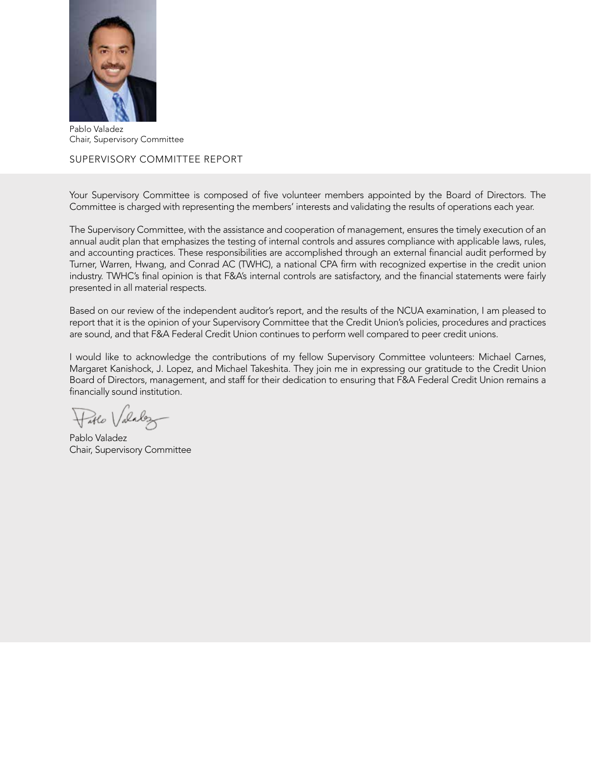Pablo Valadez
Chair, Supervisory Committee

## SUPERVISORY COMMITTEE REPORT

Your Supervisory Committee is composed of five volunteer members appointed by the Board of Directors. The Committee is charged with representing the members' interests and validating the results of operations each year.

The Supervisory Committee, with the assistance and cooperation of management, ensures the timely execution of an annual audit plan that emphasizes the testing of internal controls and assures compliance with applicable laws, rules, and accounting practices. These responsibilities are accomplished through an external financial audit performed by Turner, Warren, Hwang, and Conrad AC (TWHC), a national CPA firm with recognized expertise in the credit union industry. TWHC's final opinion is that F&A's internal controls are satisfactory, and the financial statements were fairly presented in all material respects.

Based on our review of the independent auditor's report, and the results of the NCUA examination, I am pleased to report that it is the opinion of your Supervisory Committee that the Credit Union's policies, procedures and practices are sound, and that F&A Federal Credit Union continues to perform well compared to peer credit unions.

I would like to acknowledge the contributions of my fellow Supervisory Committee volunteers: Michael Carnes, Margaret Kanishock, J. Lopez, and Michael Takeshita. They join me in expressing our gratitude to the Credit Union Board of Directors, management, and staff for their dedication to ensuring that F&A Federal Credit Union remains a financially sound institution.

Pablo Valadez
Chair, Supervisory Committee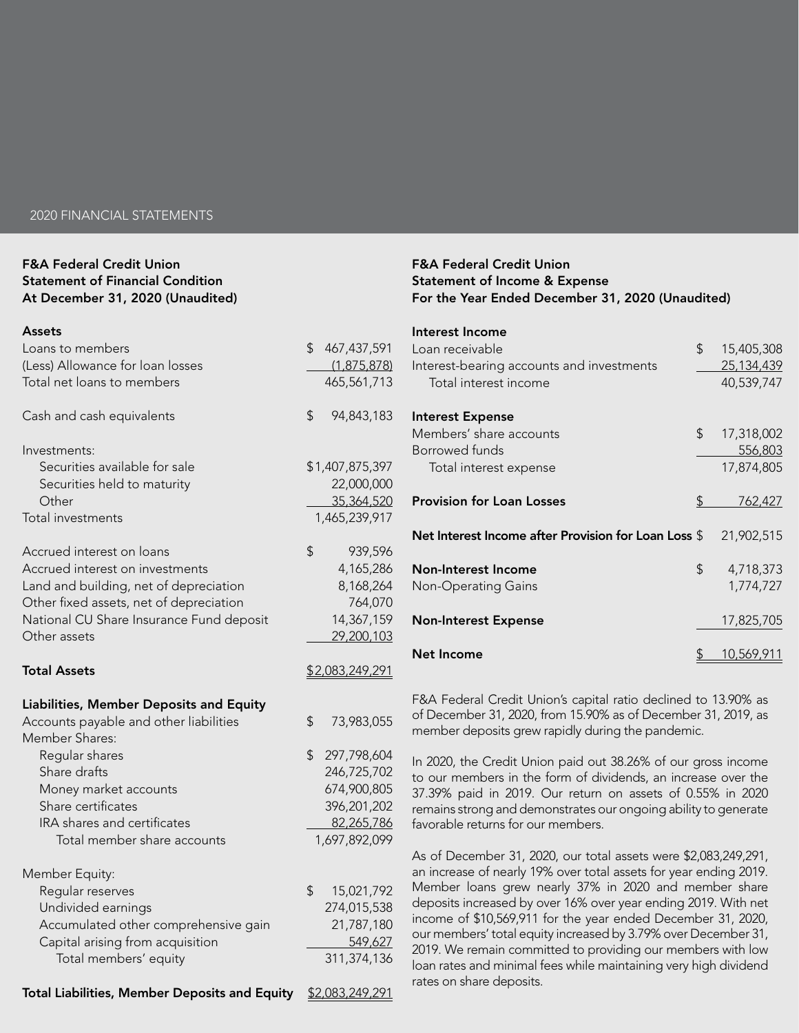2020 FINANCIAL STATEMENTS

## F&A Federal Credit Union
## Statement of Financial Condition
## At December 31, 2020 (Unaudited)

| **Assets** | |
|---|---|
| Loans to members | $ 467,437,591 |
| (Less) Allowance for loan losses | (1,875,878) |
| Total net loans to members | 465,561,713 |
| | |
| Cash and cash equivalents | $ 94,843,183 |
| | |
| Investments: | |
| Securities available for sale | $1,407,875,397 |
| Securities held to maturity | 22,000,000 |
| Other | 35,364,520 |
| Total investments | 1,465,239,917 |
| | |
| Accrued interest on loans | $ 939,596 |
| Accrued interest on investments | 4,165,286 |
| Land and building, net of depreciation | 8,168,264 |
| Other fixed assets, net of depreciation | 764,070 |
| National CU Share Insurance Fund deposit | 14,367,159 |
| Other assets | 29,200,103 |
| | |
| **Total Assets** | $2,083,249,291 |
| | |
| **Liabilities, Member Deposits and Equity** | |
| Accounts payable and other liabilities | $ 73,983,055 |
| Member Shares: | |
| Regular shares | $ 297,798,604 |
| Share drafts | 246,725,702 |
| Money market accounts | 674,900,805 |
| Share certificates | 396,201,202 |
| IRA shares and certificates | 82,265,786 |
| Total member share accounts | 1,697,892,099 |
| | |
| Member Equity: | |
| Regular reserves | $ 15,021,792 |
| Undivided earnings | 274,015,538 |
| Accumulated other comprehensive gain | 21,787,180 |
| Capital arising from acquisition | 549,627 |
| Total members' equity | 311,374,136 |
| | |
| **Total Liabilities, Member Deposits and Equity** | $2,083,249,291 |

## F&A Federal Credit Union
## Statement of Income & Expense
## For the Year Ended December 31, 2020 (Unaudited)

| **Interest Income** | |
|---|---|
| Loan receivable | $ 15,405,308 |
| Interest-bearing accounts and investments | 25,134,439 |
| Total interest income | 40,539,747 |
| | |
| **Interest Expense** | |
| Members' share accounts | $ 17,318,002 |
| Borrowed funds | 556,803 |
| Total interest expense | 17,874,805 |
| | |
| **Provision for Loan Losses** | $ 762,427 |
| | |
| **Net Interest Income after Provision for Loan Loss** | $ 21,902,515 |
| | |
| **Non-Interest Income** | $ 4,718,373 |
| Non-Operating Gains | 1,774,727 |
| | |
| **Non-Interest Expense** | 17,825,705 |
| | |
| **Net Income** | $ 10,569,911 |

F&A Federal Credit Union's capital ratio declined to 13.90% as of December 31, 2020, from 15.90% as of December 31, 2019, as member deposits grew rapidly during the pandemic.

In 2020, the Credit Union paid out 38.26% of our gross income to our members in the form of dividends, an increase over the 37.39% paid in 2019. Our return on assets of 0.55% in 2020 remains strong and demonstrates our ongoing ability to generate favorable returns for our members.

As of December 31, 2020, our total assets were $2,083,249,291, an increase of nearly 19% over total assets for year ending 2019. Member loans grew nearly 37% in 2020 and member share deposits increased by over 16% over year ending 2019. With net income of $10,569,911 for the year ended December 31, 2020, our members' total equity increased by 3.79% over December 31, 2019. We remain committed to providing our members with low loan rates and minimal fees while maintaining very high dividend rates on share deposits.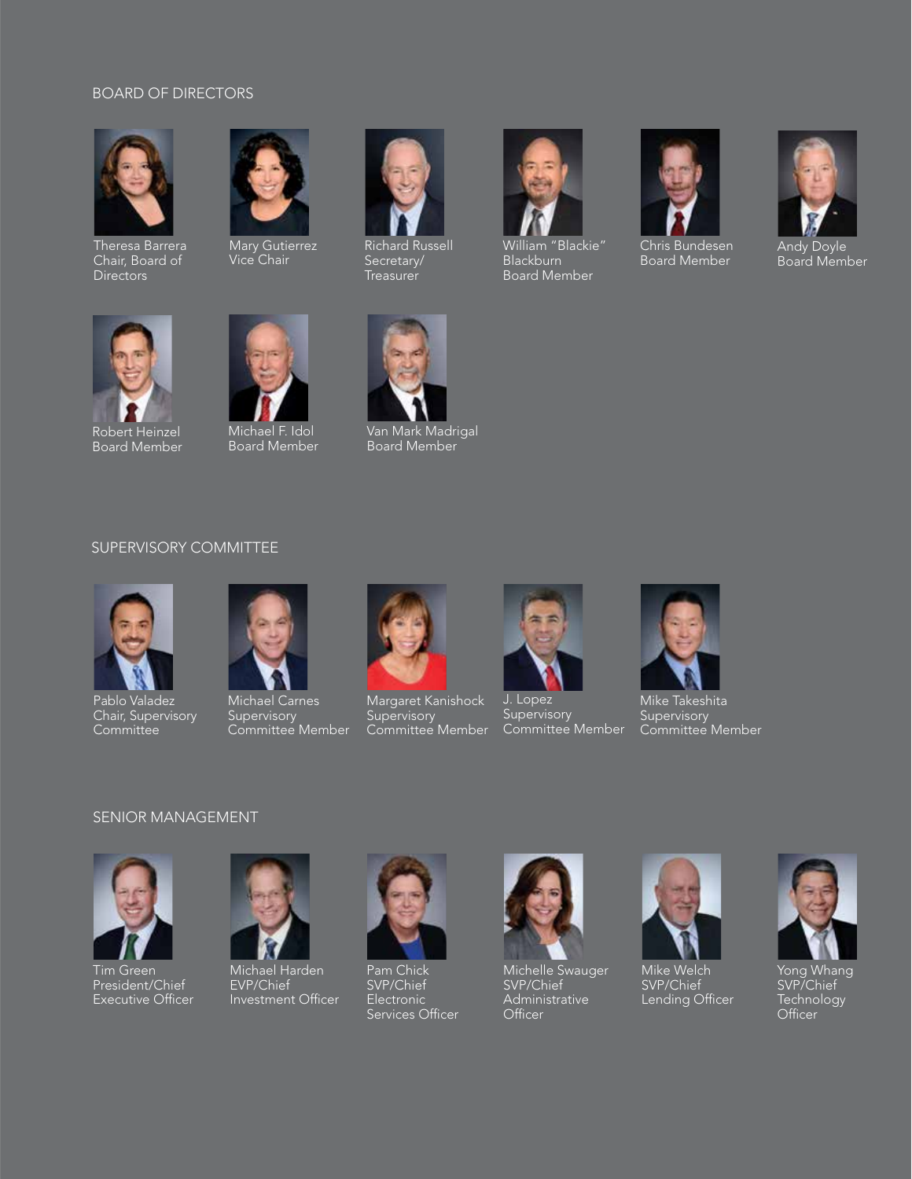## BOARD OF DIRECTORS

Theresa Barrera
Chair, Board of Directors

Mary Gutierrez
Vice Chair

Richard Russell
Secretary/Treasurer

William "Blackie" Blackburn
Board Member

Chris Bundesen
Board Member

Andy Doyle
Board Member

Robert Heinzel
Board Member

Michael F. Idol
Board Member

Van Mark Madrigal
Board Member

## SUPERVISORY COMMITTEE

Pablo Valadez
Chair, Supervisory Committee

Michael Carnes
Supervisory Committee Member

Margaret Kanishock
Supervisory Committee Member

J. Lopez
Supervisory Committee Member

Mike Takeshita
Supervisory Committee Member

## SENIOR MANAGEMENT

Tim Green
President/Chief Executive Officer

Michael Harden
EVP/Chief Investment Officer

Pam Chick
SVP/Chief Electronic Services Officer

Michelle Swauger
SVP/Chief Administrative Officer

Mike Welch
SVP/Chief Lending Officer

Yong Whang
SVP/Chief Technology Officer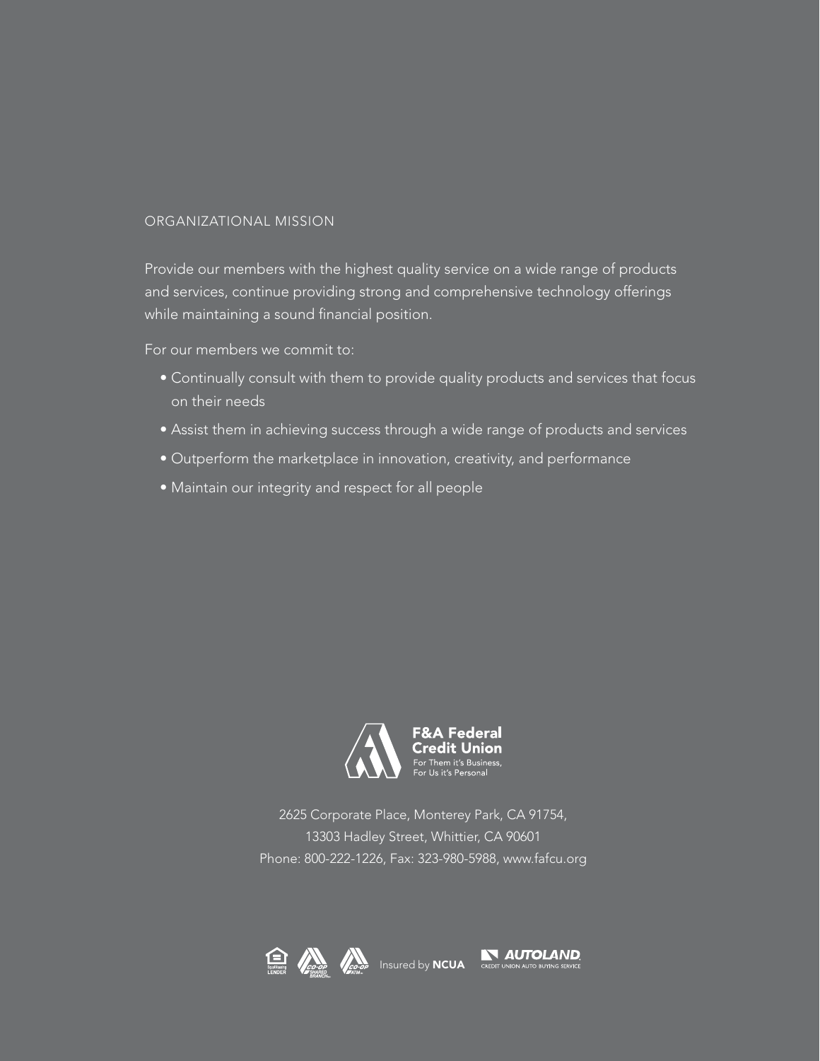## ORGANIZATIONAL MISSION

Provide our members with the highest quality service on a wide range of products and services, continue providing strong and comprehensive technology offerings while maintaining a sound financial position.

For our members we commit to:

- Continually consult with them to provide quality products and services that focus on their needs
- Assist them in achieving success through a wide range of products and services
- Outperform the marketplace in innovation, creativity, and performance
- Maintain our integrity and respect for all people

**F&A Federal Credit Union**
For Them it's Business,
For Us it's Personal

2625 Corporate Place, Monterey Park, CA 91754,
13303 Hadley Street, Whittier, CA 90601
Phone: 800-222-1226, Fax: 323-980-5988, www.fafcu.org

Equal Housing LENDER CO-OP SHARED BRANCH CO-OP ATM Insured by **NCUA** **AUTOLAND** CREDIT UNION AUTO BUYING SERVICE